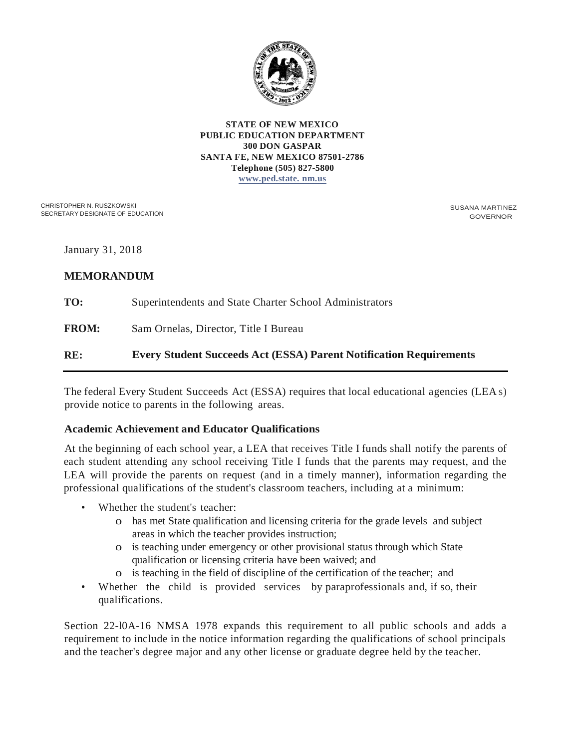**STATE OF NEW MEXICO**
**PUBLIC EDUCATION DEPARTMENT**
**300 DON GASPAR**
**SANTA FE, NEW MEXICO 87501-2786**
**Telephone (505) 827-5800**
**www.ped.state. nm.us**

CHRISTOPHER N. RUSZKOWSKI
SECRETARY DESIGNATE OF EDUCATION

SUSANA MARTINEZ
GOVERNOR

January 31, 2018

**MEMORANDUM**

**TO:** Superintendents and State Charter School Administrators

**FROM:** Sam Ornelas, Director, Title I Bureau

**RE:** **Every Student Succeeds Act (ESSA) Parent Notification Requirements**

---

The federal Every Student Succeeds Act (ESSA) requires that local educational agencies (LEA s) provide notice to parents in the following areas.

**Academic Achievement and Educator Qualifications**

At the beginning of each school year, a LEA that receives Title I funds shall notify the parents of each student attending any school receiving Title I funds that the parents may request, and the LEA will provide the parents on request (and in a timely manner), information regarding the professional qualifications of the student's classroom teachers, including at a minimum:

- Whether the student's teacher:
    - has met State qualification and licensing criteria for the grade levels and subject areas in which the teacher provides instruction;
    - is teaching under emergency or other provisional status through which State qualification or licensing criteria have been waived; and
    - is teaching in the field of discipline of the certification of the teacher; and
- Whether the child is provided services by paraprofessionals and, if so, their qualifications.

Section 22-l0A-16 NMSA 1978 expands this requirement to all public schools and adds a requirement to include in the notice information regarding the qualifications of school principals and the teacher's degree major and any other license or graduate degree held by the teacher.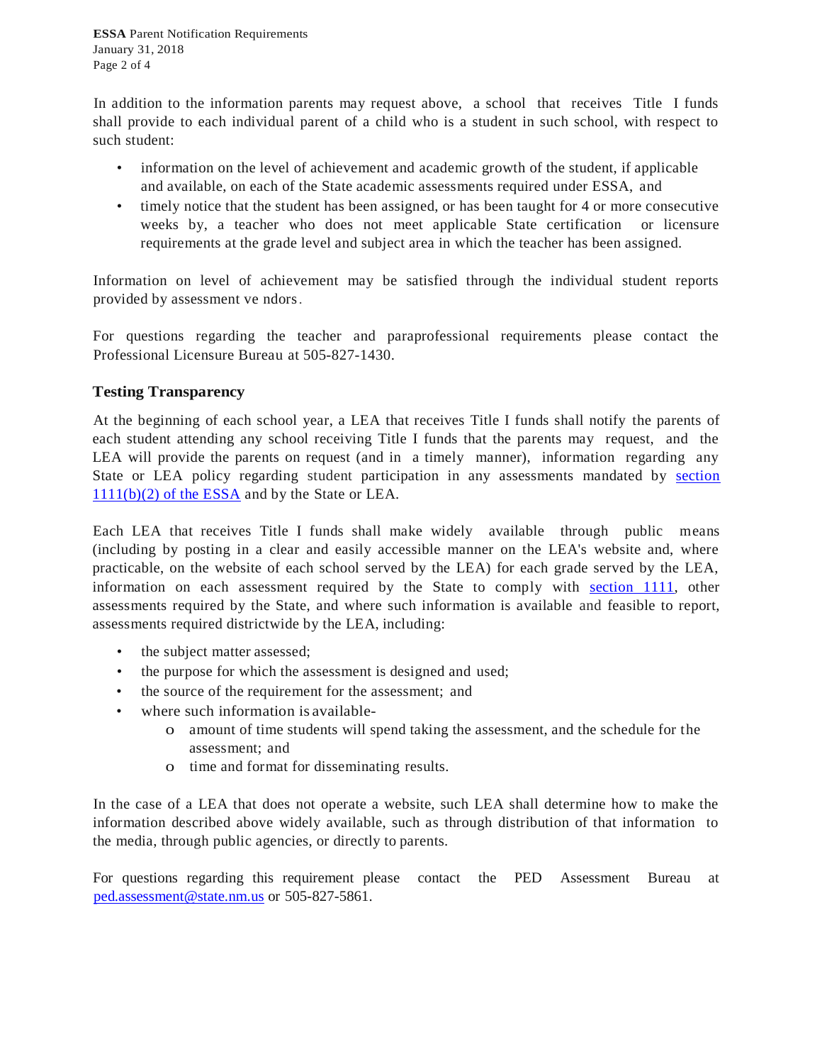In addition to the information parents may request above, a school that receives Title I funds shall provide to each individual parent of a child who is a student in such school, with respect to such student:

- information on the level of achievement and academic growth of the student, if applicable and available, on each of the State academic assessments required under ESSA, and
- timely notice that the student has been assigned, or has been taught for 4 or more consecutive weeks by, a teacher who does not meet applicable State certification or licensure requirements at the grade level and subject area in which the teacher has been assigned.

Information on level of achievement may be satisfied through the individual student reports provided by assessment vendors.

For questions regarding the teacher and paraprofessional requirements please contact the Professional Licensure Bureau at 505-827-1430.

### Testing Transparency

At the beginning of each school year, a LEA that receives Title I funds shall notify the parents of each student attending any school receiving Title I funds that the parents may request, and the LEA will provide the parents on request (and in a timely manner), information regarding any State or LEA policy regarding student participation in any assessments mandated by section 1111(b)(2) of the ESSA and by the State or LEA.

Each LEA that receives Title I funds shall make widely available through public means (including by posting in a clear and easily accessible manner on the LEA's website and, where practicable, on the website of each school served by the LEA) for each grade served by the LEA, information on each assessment required by the State to comply with section 1111, other assessments required by the State, and where such information is available and feasible to report, assessments required districtwide by the LEA, including:

- the subject matter assessed;
- the purpose for which the assessment is designed and used;
- the source of the requirement for the assessment; and
- where such information is available-
  - amount of time students will spend taking the assessment, and the schedule for the assessment; and
  - time and format for disseminating results.

In the case of a LEA that does not operate a website, such LEA shall determine how to make the information described above widely available, such as through distribution of that information to the media, through public agencies, or directly to parents.

For questions regarding this requirement please contact the PED Assessment Bureau at ped.assessment@state.nm.us or 505-827-5861.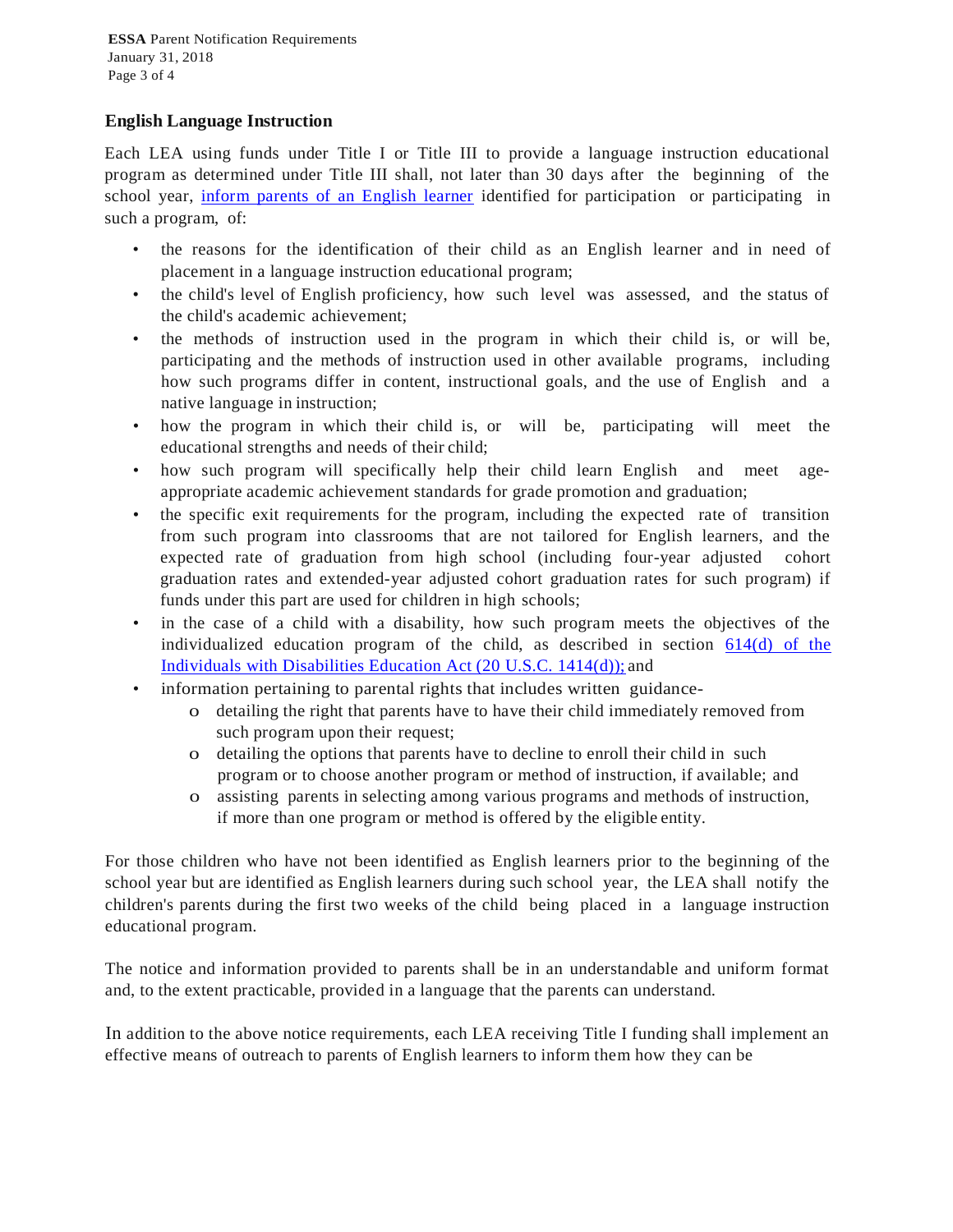## English Language Instruction

Each LEA using funds under Title I or Title III to provide a language instruction educational program as determined under Title III shall, not later than 30 days after the beginning of the school year, inform parents of an English learner identified for participation or participating in such a program, of:

- the reasons for the identification of their child as an English learner and in need of placement in a language instruction educational program;
- the child's level of English proficiency, how such level was assessed, and the status of the child's academic achievement;
- the methods of instruction used in the program in which their child is, or will be, participating and the methods of instruction used in other available programs, including how such programs differ in content, instructional goals, and the use of English and a native language in instruction;
- how the program in which their child is, or will be, participating will meet the educational strengths and needs of their child;
- how such program will specifically help their child learn English and meet age-appropriate academic achievement standards for grade promotion and graduation;
- the specific exit requirements for the program, including the expected rate of transition from such program into classrooms that are not tailored for English learners, and the expected rate of graduation from high school (including four-year adjusted cohort graduation rates and extended-year adjusted cohort graduation rates for such program) if funds under this part are used for children in high schools;
- in the case of a child with a disability, how such program meets the objectives of the individualized education program of the child, as described in section 614(d) of the Individuals with Disabilities Education Act (20 U.S.C. 1414(d)); and
- information pertaining to parental rights that includes written guidance-
  - detailing the right that parents have to have their child immediately removed from such program upon their request;
  - detailing the options that parents have to decline to enroll their child in such program or to choose another program or method of instruction, if available; and
  - assisting parents in selecting among various programs and methods of instruction, if more than one program or method is offered by the eligible entity.

For those children who have not been identified as English learners prior to the beginning of the school year but are identified as English learners during such school year, the LEA shall notify the children's parents during the first two weeks of the child being placed in a language instruction educational program.

The notice and information provided to parents shall be in an understandable and uniform format and, to the extent practicable, provided in a language that the parents can understand.

In addition to the above notice requirements, each LEA receiving Title I funding shall implement an effective means of outreach to parents of English learners to inform them how they can be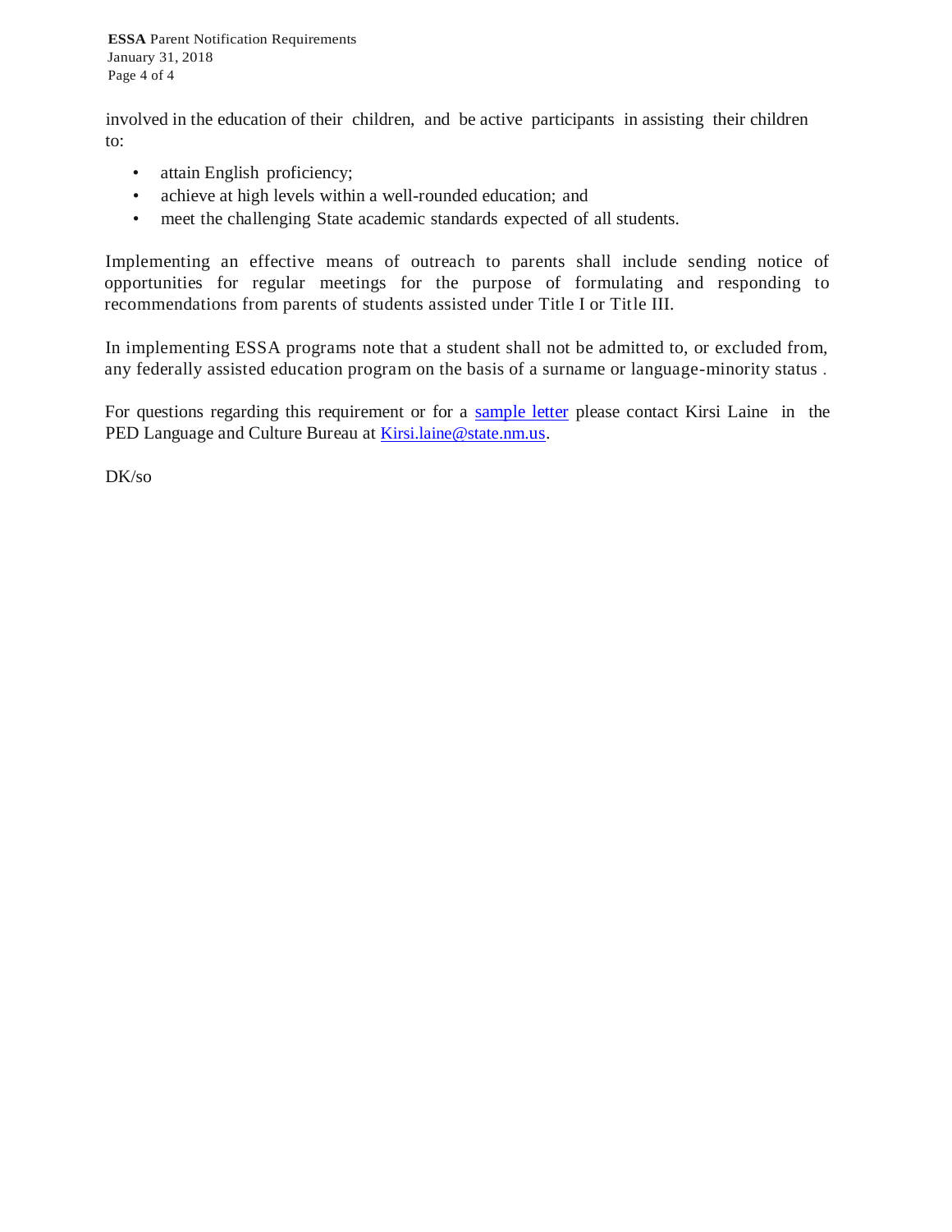involved in the education of their children, and be active participants in assisting their children to:

- attain English proficiency;
- achieve at high levels within a well-rounded education; and
- meet the challenging State academic standards expected of all students.

Implementing an effective means of outreach to parents shall include sending notice of opportunities for regular meetings for the purpose of formulating and responding to recommendations from parents of students assisted under Title I or Title III.

In implementing ESSA programs note that a student shall not be admitted to, or excluded from, any federally assisted education program on the basis of a surname or language-minority status .

For questions regarding this requirement or for a sample letter please contact Kirsi Laine in the PED Language and Culture Bureau at Kirsi.laine@state.nm.us.

DK/so